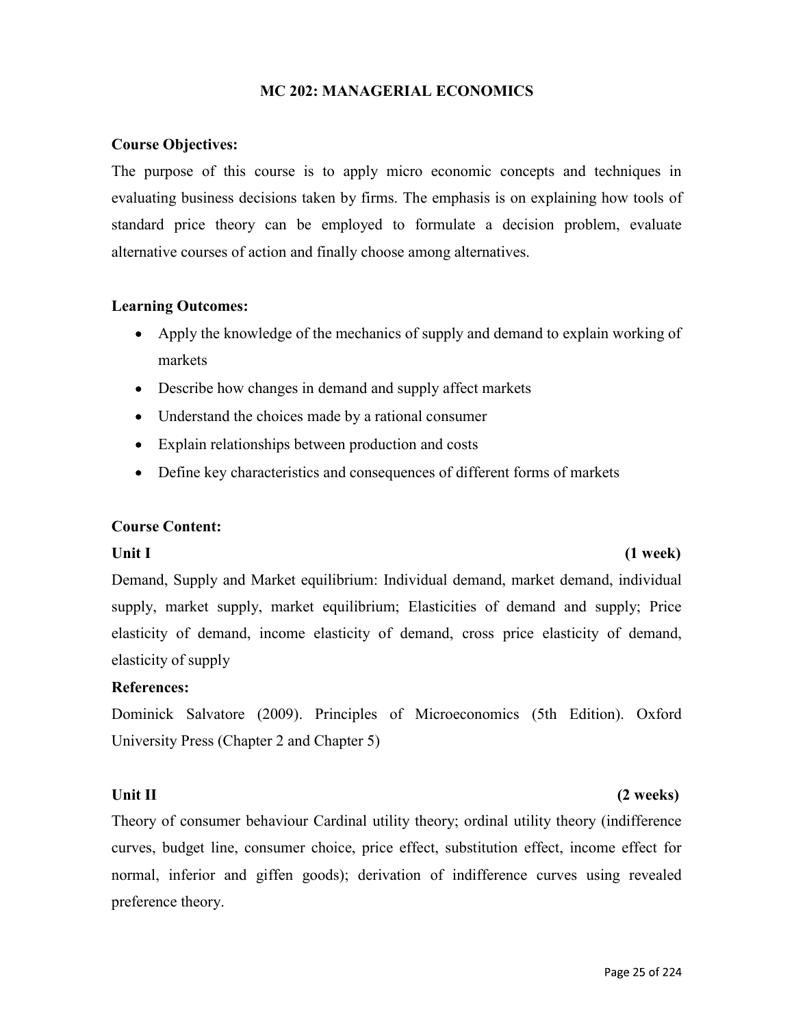# MC 202: MANAGERIAL ECONOMICS

**Course Objectives:**

The purpose of this course is to apply micro economic concepts and techniques in evaluating business decisions taken by firms. The emphasis is on explaining how tools of standard price theory can be employed to formulate a decision problem, evaluate alternative courses of action and finally choose among alternatives.

**Learning Outcomes:**

- Apply the knowledge of the mechanics of supply and demand to explain working of markets
- Describe how changes in demand and supply affect markets
- Understand the choices made by a rational consumer
- Explain relationships between production and costs
- Define key characteristics and consequences of different forms of markets

**Course Content:**

**Unit I** **(1 week)**

Demand, Supply and Market equilibrium: Individual demand, market demand, individual supply, market supply, market equilibrium; Elasticities of demand and supply; Price elasticity of demand, income elasticity of demand, cross price elasticity of demand, elasticity of supply

**References:**

Dominick Salvatore (2009). Principles of Microeconomics (5th Edition). Oxford University Press (Chapter 2 and Chapter 5)

**Unit II** **(2 weeks)**

Theory of consumer behaviour Cardinal utility theory; ordinal utility theory (indifference curves, budget line, consumer choice, price effect, substitution effect, income effect for normal, inferior and giffen goods); derivation of indifference curves using revealed preference theory.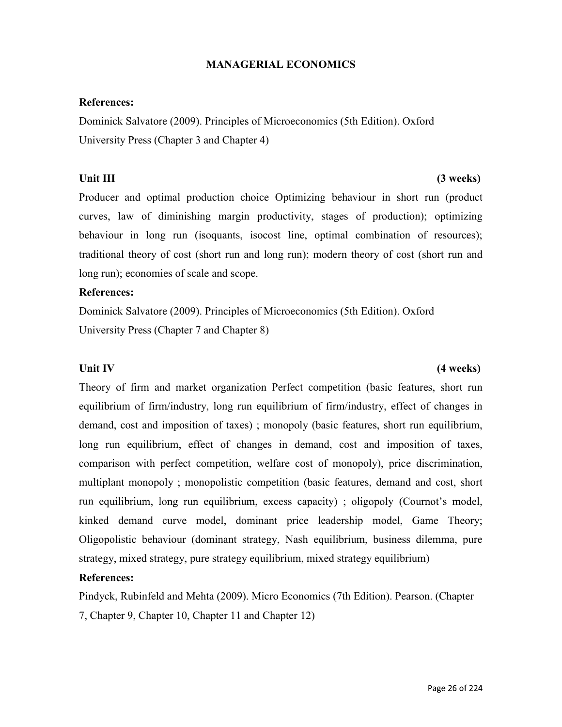# MANAGERIAL ECONOMICS

**References:**

Dominick Salvatore (2009). Principles of Microeconomics (5th Edition). Oxford University Press (Chapter 3 and Chapter 4)

**Unit III** **(3 weeks)**

Producer and optimal production choice Optimizing behaviour in short run (product curves, law of diminishing margin productivity, stages of production); optimizing behaviour in long run (isoquants, isocost line, optimal combination of resources); traditional theory of cost (short run and long run); modern theory of cost (short run and long run); economies of scale and scope.

**References:**

Dominick Salvatore (2009). Principles of Microeconomics (5th Edition). Oxford University Press (Chapter 7 and Chapter 8)

**Unit IV** **(4 weeks)**

Theory of firm and market organization Perfect competition (basic features, short run equilibrium of firm/industry, long run equilibrium of firm/industry, effect of changes in demand, cost and imposition of taxes) ; monopoly (basic features, short run equilibrium, long run equilibrium, effect of changes in demand, cost and imposition of taxes, comparison with perfect competition, welfare cost of monopoly), price discrimination, multiplant monopoly ; monopolistic competition (basic features, demand and cost, short run equilibrium, long run equilibrium, excess capacity) ; oligopoly (Cournot's model, kinked demand curve model, dominant price leadership model, Game Theory; Oligopolistic behaviour (dominant strategy, Nash equilibrium, business dilemma, pure strategy, mixed strategy, pure strategy equilibrium, mixed strategy equilibrium)

**References:**

Pindyck, Rubinfeld and Mehta (2009). Micro Economics (7th Edition). Pearson. (Chapter 7, Chapter 9, Chapter 10, Chapter 11 and Chapter 12)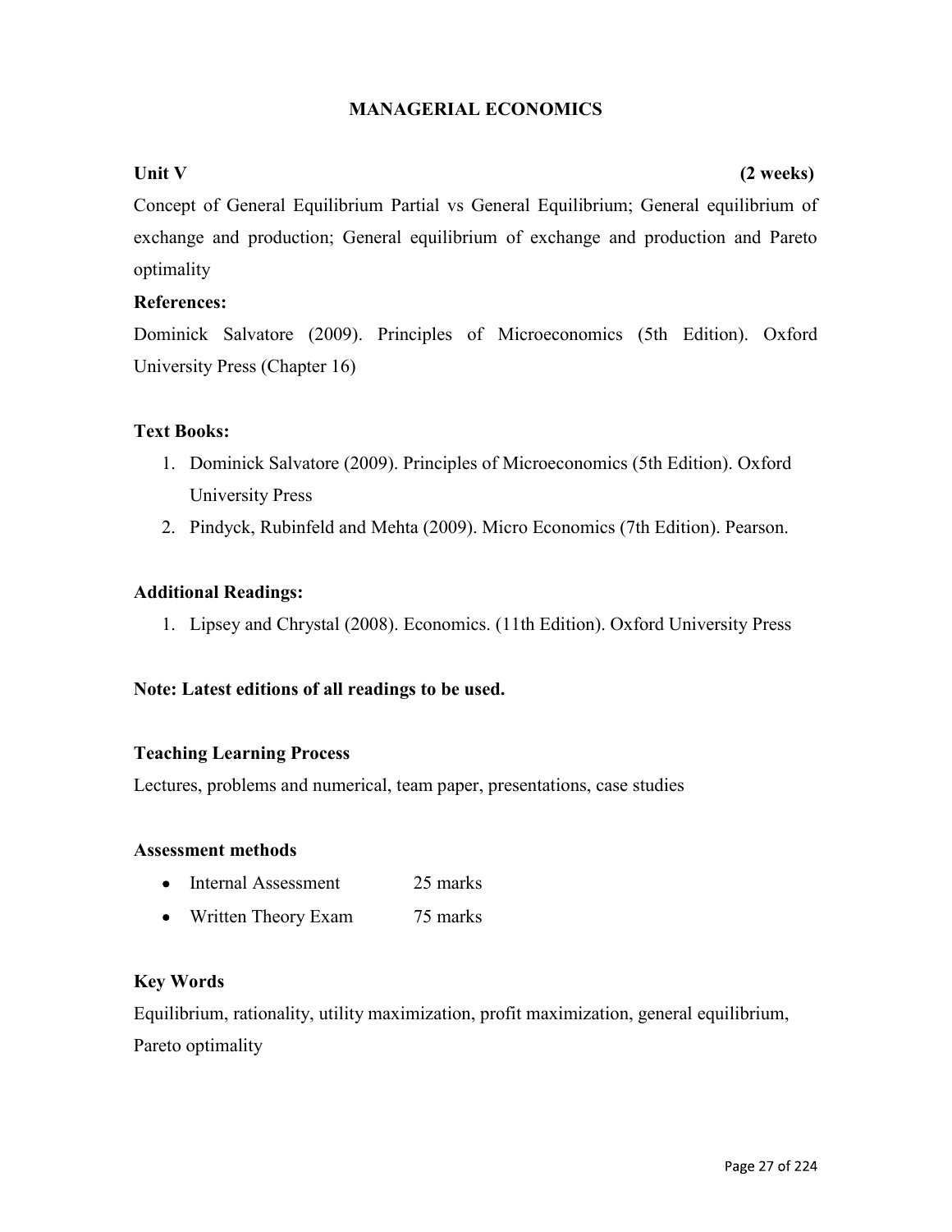# MANAGERIAL ECONOMICS

**Unit V** **(2 weeks)**

Concept of General Equilibrium Partial vs General Equilibrium; General equilibrium of exchange and production; General equilibrium of exchange and production and Pareto optimality

**References:**

Dominick Salvatore (2009). Principles of Microeconomics (5th Edition). Oxford University Press (Chapter 16)

**Text Books:**

1. Dominick Salvatore (2009). Principles of Microeconomics (5th Edition). Oxford University Press
2. Pindyck, Rubinfeld and Mehta (2009). Micro Economics (7th Edition). Pearson.

**Additional Readings:**

1. Lipsey and Chrystal (2008). Economics. (11th Edition). Oxford University Press

**Note: Latest editions of all readings to be used.**

**Teaching Learning Process**

Lectures, problems and numerical, team paper, presentations, case studies

**Assessment methods**

- Internal Assessment 25 marks
- Written Theory Exam 75 marks

**Key Words**

Equilibrium, rationality, utility maximization, profit maximization, general equilibrium, Pareto optimality